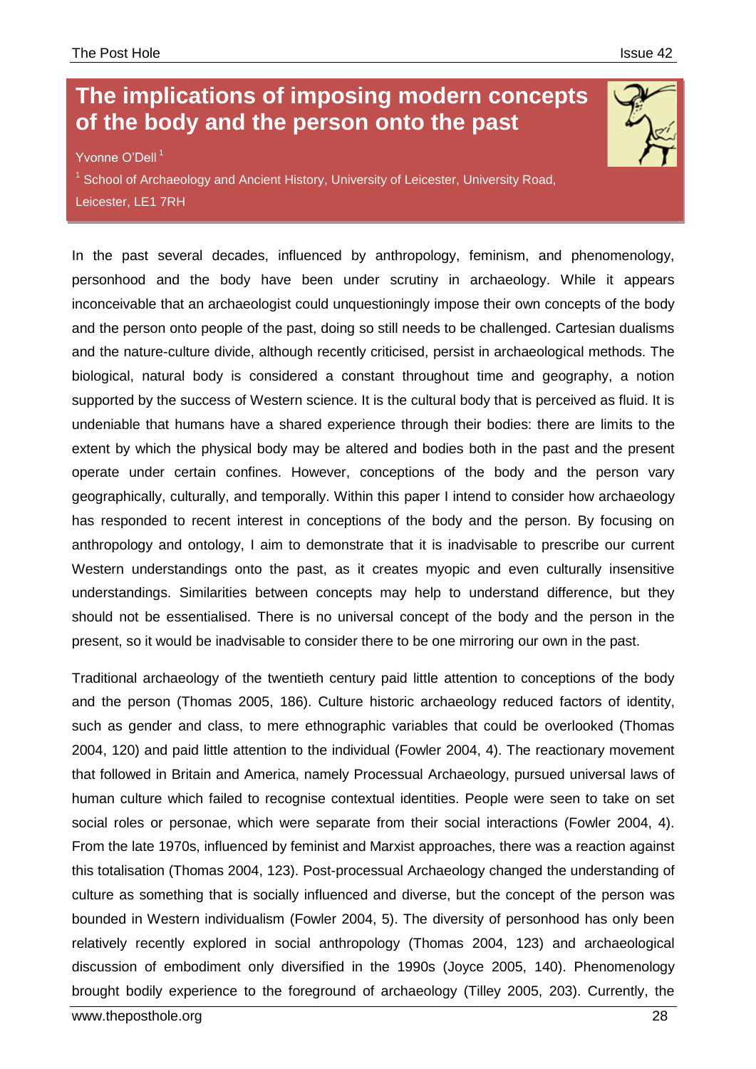# The implications of imposing modern concepts of the body and the person onto the past

Yvonne O'Dell [1]

[1] School of Archaeology and Ancient History, University of Leicester, University Road, Leicester, LE1 7RH

In the past several decades, influenced by anthropology, feminism, and phenomenology, personhood and the body have been under scrutiny in archaeology. While it appears inconceivable that an archaeologist could unquestioningly impose their own concepts of the body and the person onto people of the past, doing so still needs to be challenged. Cartesian dualisms and the nature-culture divide, although recently criticised, persist in archaeological methods. The biological, natural body is considered a constant throughout time and geography, a notion supported by the success of Western science. It is the cultural body that is perceived as fluid. It is undeniable that humans have a shared experience through their bodies: there are limits to the extent by which the physical body may be altered and bodies both in the past and the present operate under certain confines. However, conceptions of the body and the person vary geographically, culturally, and temporally. Within this paper I intend to consider how archaeology has responded to recent interest in conceptions of the body and the person. By focusing on anthropology and ontology, I aim to demonstrate that it is inadvisable to prescribe our current Western understandings onto the past, as it creates myopic and even culturally insensitive understandings. Similarities between concepts may help to understand difference, but they should not be essentialised. There is no universal concept of the body and the person in the present, so it would be inadvisable to consider there to be one mirroring our own in the past.

Traditional archaeology of the twentieth century paid little attention to conceptions of the body and the person (Thomas 2005, 186). Culture historic archaeology reduced factors of identity, such as gender and class, to mere ethnographic variables that could be overlooked (Thomas 2004, 120) and paid little attention to the individual (Fowler 2004, 4). The reactionary movement that followed in Britain and America, namely Processual Archaeology, pursued universal laws of human culture which failed to recognise contextual identities. People were seen to take on set social roles or personae, which were separate from their social interactions (Fowler 2004, 4). From the late 1970s, influenced by feminist and Marxist approaches, there was a reaction against this totalisation (Thomas 2004, 123). Post-processual Archaeology changed the understanding of culture as something that is socially influenced and diverse, but the concept of the person was bounded in Western individualism (Fowler 2004, 5). The diversity of personhood has only been relatively recently explored in social anthropology (Thomas 2004, 123) and archaeological discussion of embodiment only diversified in the 1990s (Joyce 2005, 140). Phenomenology brought bodily experience to the foreground of archaeology (Tilley 2005, 203). Currently, the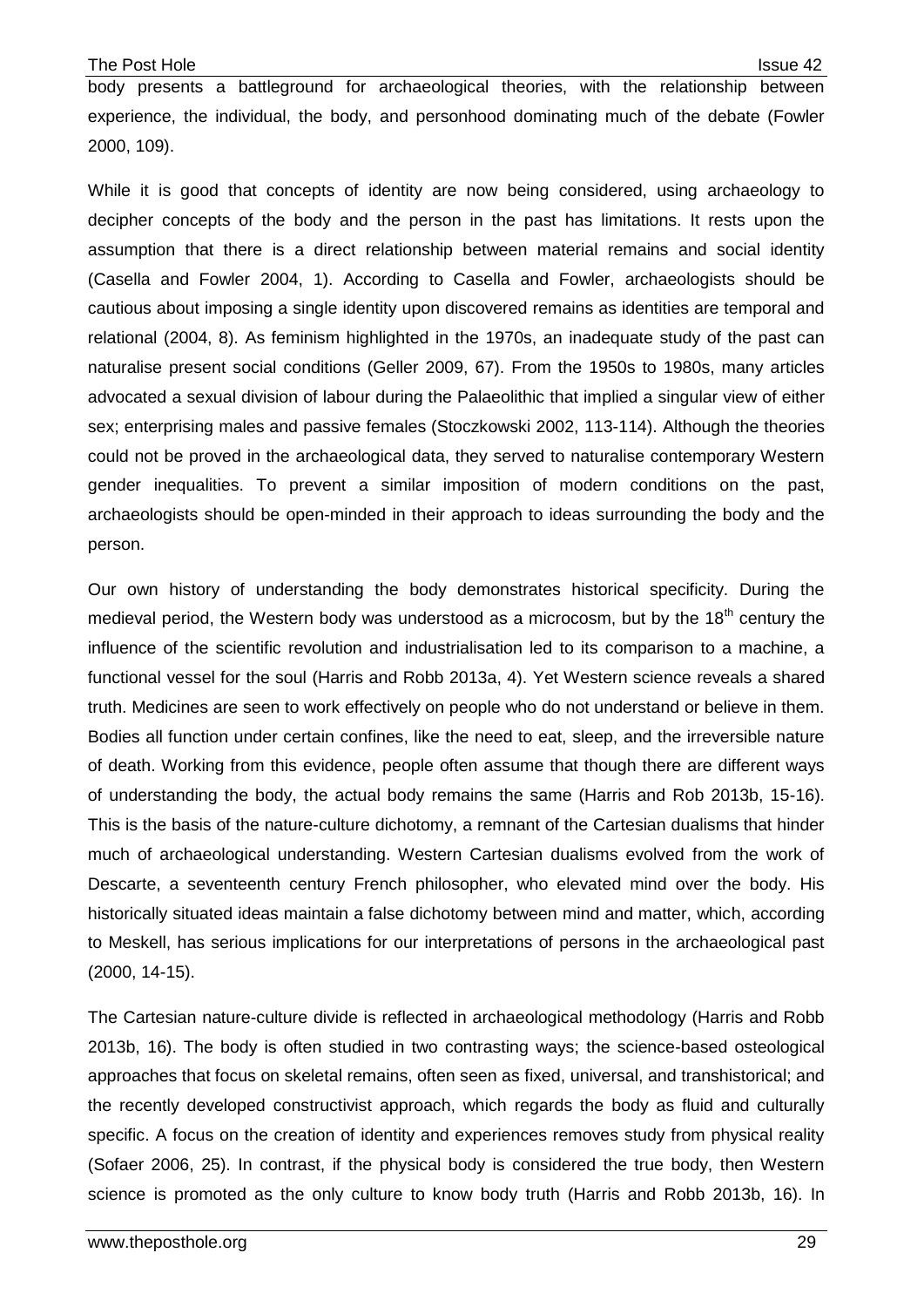body presents a battleground for archaeological theories, with the relationship between experience, the individual, the body, and personhood dominating much of the debate (Fowler 2000, 109).

While it is good that concepts of identity are now being considered, using archaeology to decipher concepts of the body and the person in the past has limitations. It rests upon the assumption that there is a direct relationship between material remains and social identity (Casella and Fowler 2004, 1). According to Casella and Fowler, archaeologists should be cautious about imposing a single identity upon discovered remains as identities are temporal and relational (2004, 8). As feminism highlighted in the 1970s, an inadequate study of the past can naturalise present social conditions (Geller 2009, 67). From the 1950s to 1980s, many articles advocated a sexual division of labour during the Palaeolithic that implied a singular view of either sex; enterprising males and passive females (Stoczkowski 2002, 113-114). Although the theories could not be proved in the archaeological data, they served to naturalise contemporary Western gender inequalities. To prevent a similar imposition of modern conditions on the past, archaeologists should be open-minded in their approach to ideas surrounding the body and the person.

Our own history of understanding the body demonstrates historical specificity. During the medieval period, the Western body was understood as a microcosm, but by the 18th century the influence of the scientific revolution and industrialisation led to its comparison to a machine, a functional vessel for the soul (Harris and Robb 2013a, 4). Yet Western science reveals a shared truth. Medicines are seen to work effectively on people who do not understand or believe in them. Bodies all function under certain confines, like the need to eat, sleep, and the irreversible nature of death. Working from this evidence, people often assume that though there are different ways of understanding the body, the actual body remains the same (Harris and Rob 2013b, 15-16). This is the basis of the nature-culture dichotomy, a remnant of the Cartesian dualisms that hinder much of archaeological understanding. Western Cartesian dualisms evolved from the work of Descarte, a seventeenth century French philosopher, who elevated mind over the body. His historically situated ideas maintain a false dichotomy between mind and matter, which, according to Meskell, has serious implications for our interpretations of persons in the archaeological past (2000, 14-15).

The Cartesian nature-culture divide is reflected in archaeological methodology (Harris and Robb 2013b, 16). The body is often studied in two contrasting ways; the science-based osteological approaches that focus on skeletal remains, often seen as fixed, universal, and transhistorical; and the recently developed constructivist approach, which regards the body as fluid and culturally specific. A focus on the creation of identity and experiences removes study from physical reality (Sofaer 2006, 25). In contrast, if the physical body is considered the true body, then Western science is promoted as the only culture to know body truth (Harris and Robb 2013b, 16). In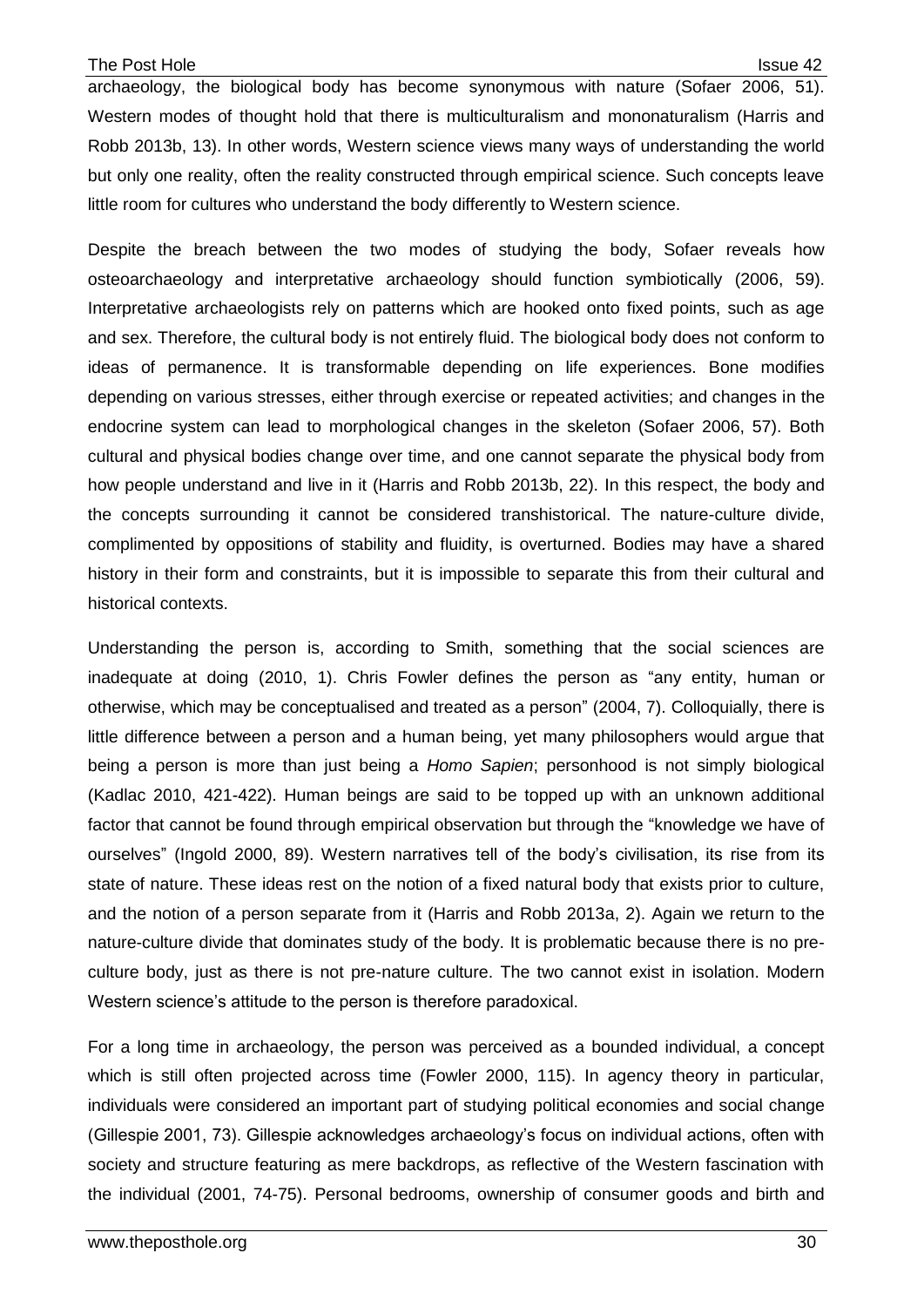archaeology, the biological body has become synonymous with nature (Sofaer 2006, 51). Western modes of thought hold that there is multiculturalism and mononaturalism (Harris and Robb 2013b, 13). In other words, Western science views many ways of understanding the world but only one reality, often the reality constructed through empirical science. Such concepts leave little room for cultures who understand the body differently to Western science.

Despite the breach between the two modes of studying the body, Sofaer reveals how osteoarchaeology and interpretative archaeology should function symbiotically (2006, 59). Interpretative archaeologists rely on patterns which are hooked onto fixed points, such as age and sex. Therefore, the cultural body is not entirely fluid. The biological body does not conform to ideas of permanence. It is transformable depending on life experiences. Bone modifies depending on various stresses, either through exercise or repeated activities; and changes in the endocrine system can lead to morphological changes in the skeleton (Sofaer 2006, 57). Both cultural and physical bodies change over time, and one cannot separate the physical body from how people understand and live in it (Harris and Robb 2013b, 22). In this respect, the body and the concepts surrounding it cannot be considered transhistorical. The nature-culture divide, complimented by oppositions of stability and fluidity, is overturned. Bodies may have a shared history in their form and constraints, but it is impossible to separate this from their cultural and historical contexts.

Understanding the person is, according to Smith, something that the social sciences are inadequate at doing (2010, 1). Chris Fowler defines the person as "any entity, human or otherwise, which may be conceptualised and treated as a person" (2004, 7). Colloquially, there is little difference between a person and a human being, yet many philosophers would argue that being a person is more than just being a *Homo Sapien*; personhood is not simply biological (Kadlac 2010, 421-422). Human beings are said to be topped up with an unknown additional factor that cannot be found through empirical observation but through the "knowledge we have of ourselves" (Ingold 2000, 89). Western narratives tell of the body's civilisation, its rise from its state of nature. These ideas rest on the notion of a fixed natural body that exists prior to culture, and the notion of a person separate from it (Harris and Robb 2013a, 2). Again we return to the nature-culture divide that dominates study of the body. It is problematic because there is no pre-culture body, just as there is not pre-nature culture. The two cannot exist in isolation. Modern Western science's attitude to the person is therefore paradoxical.

For a long time in archaeology, the person was perceived as a bounded individual, a concept which is still often projected across time (Fowler 2000, 115). In agency theory in particular, individuals were considered an important part of studying political economies and social change (Gillespie 2001, 73). Gillespie acknowledges archaeology's focus on individual actions, often with society and structure featuring as mere backdrops, as reflective of the Western fascination with the individual (2001, 74-75). Personal bedrooms, ownership of consumer goods and birth and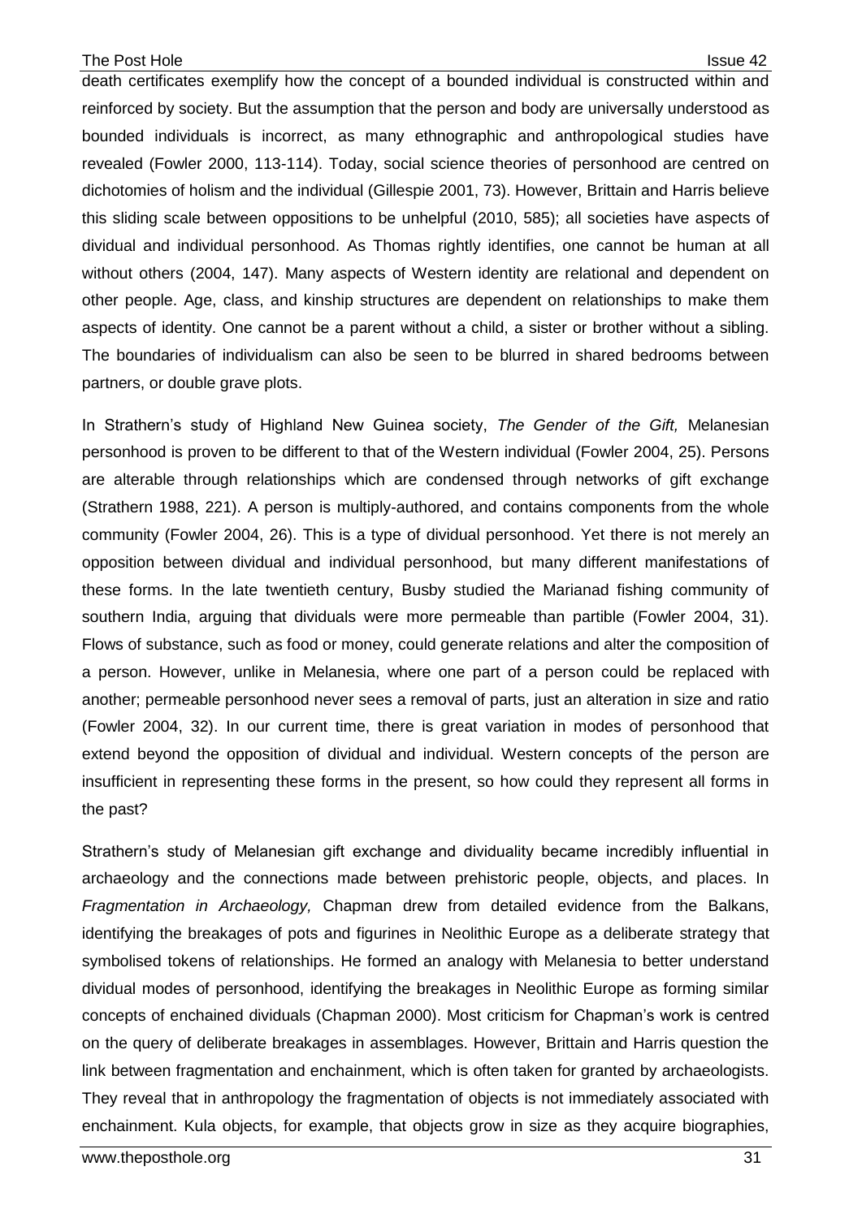death certificates exemplify how the concept of a bounded individual is constructed within and reinforced by society. But the assumption that the person and body are universally understood as bounded individuals is incorrect, as many ethnographic and anthropological studies have revealed (Fowler 2000, 113-114). Today, social science theories of personhood are centred on dichotomies of holism and the individual (Gillespie 2001, 73). However, Brittain and Harris believe this sliding scale between oppositions to be unhelpful (2010, 585); all societies have aspects of dividual and individual personhood. As Thomas rightly identifies, one cannot be human at all without others (2004, 147). Many aspects of Western identity are relational and dependent on other people. Age, class, and kinship structures are dependent on relationships to make them aspects of identity. One cannot be a parent without a child, a sister or brother without a sibling. The boundaries of individualism can also be seen to be blurred in shared bedrooms between partners, or double grave plots.

In Strathern's study of Highland New Guinea society, *The Gender of the Gift,* Melanesian personhood is proven to be different to that of the Western individual (Fowler 2004, 25). Persons are alterable through relationships which are condensed through networks of gift exchange (Strathern 1988, 221). A person is multiply-authored, and contains components from the whole community (Fowler 2004, 26). This is a type of dividual personhood. Yet there is not merely an opposition between dividual and individual personhood, but many different manifestations of these forms. In the late twentieth century, Busby studied the Marianad fishing community of southern India, arguing that dividuals were more permeable than partible (Fowler 2004, 31). Flows of substance, such as food or money, could generate relations and alter the composition of a person. However, unlike in Melanesia, where one part of a person could be replaced with another; permeable personhood never sees a removal of parts, just an alteration in size and ratio (Fowler 2004, 32). In our current time, there is great variation in modes of personhood that extend beyond the opposition of dividual and individual. Western concepts of the person are insufficient in representing these forms in the present, so how could they represent all forms in the past?

Strathern's study of Melanesian gift exchange and dividuality became incredibly influential in archaeology and the connections made between prehistoric people, objects, and places. In *Fragmentation in Archaeology,* Chapman drew from detailed evidence from the Balkans, identifying the breakages of pots and figurines in Neolithic Europe as a deliberate strategy that symbolised tokens of relationships. He formed an analogy with Melanesia to better understand dividual modes of personhood, identifying the breakages in Neolithic Europe as forming similar concepts of enchained dividuals (Chapman 2000). Most criticism for Chapman's work is centred on the query of deliberate breakages in assemblages. However, Brittain and Harris question the link between fragmentation and enchainment, which is often taken for granted by archaeologists. They reveal that in anthropology the fragmentation of objects is not immediately associated with enchainment. Kula objects, for example, that objects grow in size as they acquire biographies,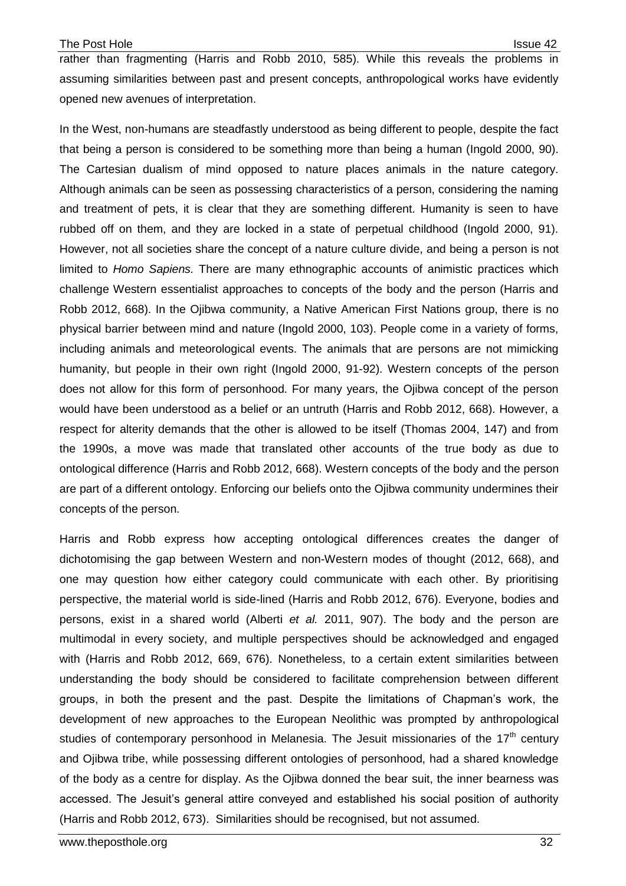rather than fragmenting (Harris and Robb 2010, 585). While this reveals the problems in assuming similarities between past and present concepts, anthropological works have evidently opened new avenues of interpretation.

In the West, non-humans are steadfastly understood as being different to people, despite the fact that being a person is considered to be something more than being a human (Ingold 2000, 90). The Cartesian dualism of mind opposed to nature places animals in the nature category. Although animals can be seen as possessing characteristics of a person, considering the naming and treatment of pets, it is clear that they are something different. Humanity is seen to have rubbed off on them, and they are locked in a state of perpetual childhood (Ingold 2000, 91). However, not all societies share the concept of a nature culture divide, and being a person is not limited to *Homo Sapiens.* There are many ethnographic accounts of animistic practices which challenge Western essentialist approaches to concepts of the body and the person (Harris and Robb 2012, 668). In the Ojibwa community, a Native American First Nations group, there is no physical barrier between mind and nature (Ingold 2000, 103). People come in a variety of forms, including animals and meteorological events. The animals that are persons are not mimicking humanity, but people in their own right (Ingold 2000, 91-92). Western concepts of the person does not allow for this form of personhood. For many years, the Ojibwa concept of the person would have been understood as a belief or an untruth (Harris and Robb 2012, 668). However, a respect for alterity demands that the other is allowed to be itself (Thomas 2004, 147) and from the 1990s, a move was made that translated other accounts of the true body as due to ontological difference (Harris and Robb 2012, 668). Western concepts of the body and the person are part of a different ontology. Enforcing our beliefs onto the Ojibwa community undermines their concepts of the person.

Harris and Robb express how accepting ontological differences creates the danger of dichotomising the gap between Western and non-Western modes of thought (2012, 668), and one may question how either category could communicate with each other. By prioritising perspective, the material world is side-lined (Harris and Robb 2012, 676). Everyone, bodies and persons, exist in a shared world (Alberti *et al.* 2011, 907). The body and the person are multimodal in every society, and multiple perspectives should be acknowledged and engaged with (Harris and Robb 2012, 669, 676). Nonetheless, to a certain extent similarities between understanding the body should be considered to facilitate comprehension between different groups, in both the present and the past. Despite the limitations of Chapman's work, the development of new approaches to the European Neolithic was prompted by anthropological studies of contemporary personhood in Melanesia. The Jesuit missionaries of the 17th century and Ojibwa tribe, while possessing different ontologies of personhood, had a shared knowledge of the body as a centre for display. As the Ojibwa donned the bear suit, the inner bearness was accessed. The Jesuit's general attire conveyed and established his social position of authority (Harris and Robb 2012, 673). Similarities should be recognised, but not assumed.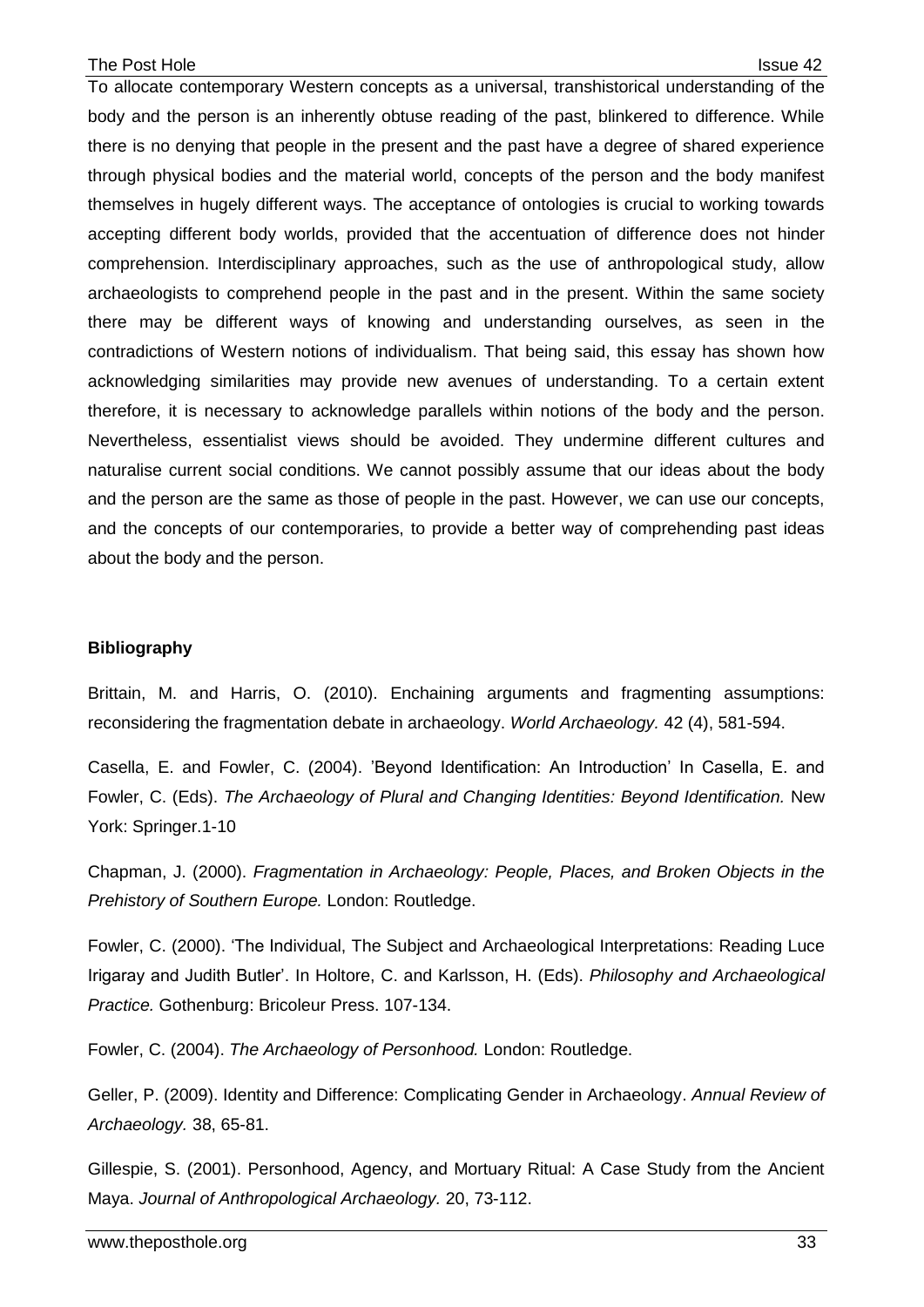To allocate contemporary Western concepts as a universal, transhistorical understanding of the body and the person is an inherently obtuse reading of the past, blinkered to difference. While there is no denying that people in the present and the past have a degree of shared experience through physical bodies and the material world, concepts of the person and the body manifest themselves in hugely different ways. The acceptance of ontologies is crucial to working towards accepting different body worlds, provided that the accentuation of difference does not hinder comprehension. Interdisciplinary approaches, such as the use of anthropological study, allow archaeologists to comprehend people in the past and in the present. Within the same society there may be different ways of knowing and understanding ourselves, as seen in the contradictions of Western notions of individualism. That being said, this essay has shown how acknowledging similarities may provide new avenues of understanding. To a certain extent therefore, it is necessary to acknowledge parallels within notions of the body and the person. Nevertheless, essentialist views should be avoided. They undermine different cultures and naturalise current social conditions. We cannot possibly assume that our ideas about the body and the person are the same as those of people in the past. However, we can use our concepts, and the concepts of our contemporaries, to provide a better way of comprehending past ideas about the body and the person.

**Bibliography**

Brittain, M. and Harris, O. (2010). Enchaining arguments and fragmenting assumptions: reconsidering the fragmentation debate in archaeology. *World Archaeology.* 42 (4), 581-594.

Casella, E. and Fowler, C. (2004). 'Beyond Identification: An Introduction' In Casella, E. and Fowler, C. (Eds). *The Archaeology of Plural and Changing Identities: Beyond Identification.* New York: Springer.1-10

Chapman, J. (2000). *Fragmentation in Archaeology: People, Places, and Broken Objects in the Prehistory of Southern Europe.* London: Routledge.

Fowler, C. (2000). 'The Individual, The Subject and Archaeological Interpretations: Reading Luce Irigaray and Judith Butler'. In Holtore, C. and Karlsson, H. (Eds). *Philosophy and Archaeological Practice.* Gothenburg: Bricoleur Press. 107-134.

Fowler, C. (2004). *The Archaeology of Personhood.* London: Routledge.

Geller, P. (2009). Identity and Difference: Complicating Gender in Archaeology. *Annual Review of Archaeology.* 38, 65-81.

Gillespie, S. (2001). Personhood, Agency, and Mortuary Ritual: A Case Study from the Ancient Maya. *Journal of Anthropological Archaeology.* 20, 73-112.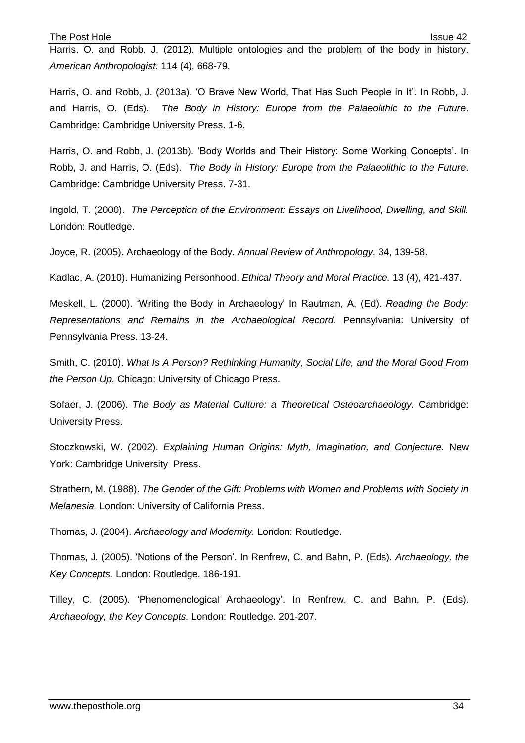Harris, O. and Robb, J. (2012). Multiple ontologies and the problem of the body in history. *American Anthropologist.* 114 (4), 668-79.

Harris, O. and Robb, J. (2013a). 'O Brave New World, That Has Such People in It'. In Robb, J. and Harris, O. (Eds). *The Body in History: Europe from the Palaeolithic to the Future*. Cambridge: Cambridge University Press. 1-6.

Harris, O. and Robb, J. (2013b). 'Body Worlds and Their History: Some Working Concepts'. In Robb, J. and Harris, O. (Eds). *The Body in History: Europe from the Palaeolithic to the Future*. Cambridge: Cambridge University Press. 7-31.

Ingold, T. (2000). *The Perception of the Environment: Essays on Livelihood, Dwelling, and Skill.* London: Routledge.

Joyce, R. (2005). Archaeology of the Body. *Annual Review of Anthropology.* 34, 139-58.

Kadlac, A. (2010). Humanizing Personhood. *Ethical Theory and Moral Practice.* 13 (4), 421-437.

Meskell, L. (2000). 'Writing the Body in Archaeology' In Rautman, A. (Ed). *Reading the Body: Representations and Remains in the Archaeological Record.* Pennsylvania: University of Pennsylvania Press. 13-24.

Smith, C. (2010). *What Is A Person? Rethinking Humanity, Social Life, and the Moral Good From the Person Up.* Chicago: University of Chicago Press.

Sofaer, J. (2006). *The Body as Material Culture: a Theoretical Osteoarchaeology.* Cambridge: University Press.

Stoczkowski, W. (2002). *Explaining Human Origins: Myth, Imagination, and Conjecture.* New York: Cambridge University Press.

Strathern, M. (1988). *The Gender of the Gift: Problems with Women and Problems with Society in Melanesia.* London: University of California Press.

Thomas, J. (2004). *Archaeology and Modernity.* London: Routledge.

Thomas, J. (2005). 'Notions of the Person'. In Renfrew, C. and Bahn, P. (Eds). *Archaeology, the Key Concepts.* London: Routledge. 186-191.

Tilley, C. (2005). 'Phenomenological Archaeology'. In Renfrew, C. and Bahn, P. (Eds). *Archaeology, the Key Concepts.* London: Routledge. 201-207.